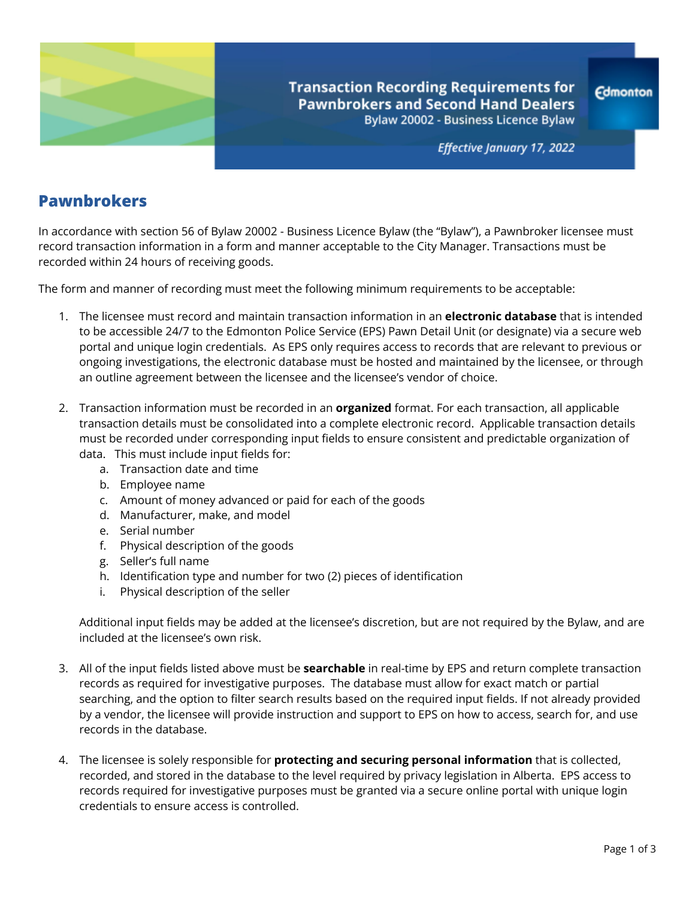# Transaction Recording Requirements for Pawnbrokers and Second Hand Dealers

Bylaw 20002 - Business Licence Bylaw

*Effective January 17, 2022*

Edmonton

## Pawnbrokers

In accordance with section 56 of Bylaw 20002 - Business Licence Bylaw (the "Bylaw"), a Pawnbroker licensee must record transaction information in a form and manner acceptable to the City Manager. Transactions must be recorded within 24 hours of receiving goods.

The form and manner of recording must meet the following minimum requirements to be acceptable:

1. The licensee must record and maintain transaction information in an **electronic database** that is intended to be accessible 24/7 to the Edmonton Police Service (EPS) Pawn Detail Unit (or designate) via a secure web portal and unique login credentials. As EPS only requires access to records that are relevant to previous or ongoing investigations, the electronic database must be hosted and maintained by the licensee, or through an outline agreement between the licensee and the licensee's vendor of choice.

2. Transaction information must be recorded in an **organized** format. For each transaction, all applicable transaction details must be consolidated into a complete electronic record. Applicable transaction details must be recorded under corresponding input fields to ensure consistent and predictable organization of data. This must include input fields for:
   a. Transaction date and time
   b. Employee name
   c. Amount of money advanced or paid for each of the goods
   d. Manufacturer, make, and model
   e. Serial number
   f. Physical description of the goods
   g. Seller's full name
   h. Identification type and number for two (2) pieces of identification
   i. Physical description of the seller

   Additional input fields may be added at the licensee's discretion, but are not required by the Bylaw, and are included at the licensee's own risk.

3. All of the input fields listed above must be **searchable** in real-time by EPS and return complete transaction records as required for investigative purposes. The database must allow for exact match or partial searching, and the option to filter search results based on the required input fields. If not already provided by a vendor, the licensee will provide instruction and support to EPS on how to access, search for, and use records in the database.

4. The licensee is solely responsible for **protecting and securing personal information** that is collected, recorded, and stored in the database to the level required by privacy legislation in Alberta. EPS access to records required for investigative purposes must be granted via a secure online portal with unique login credentials to ensure access is controlled.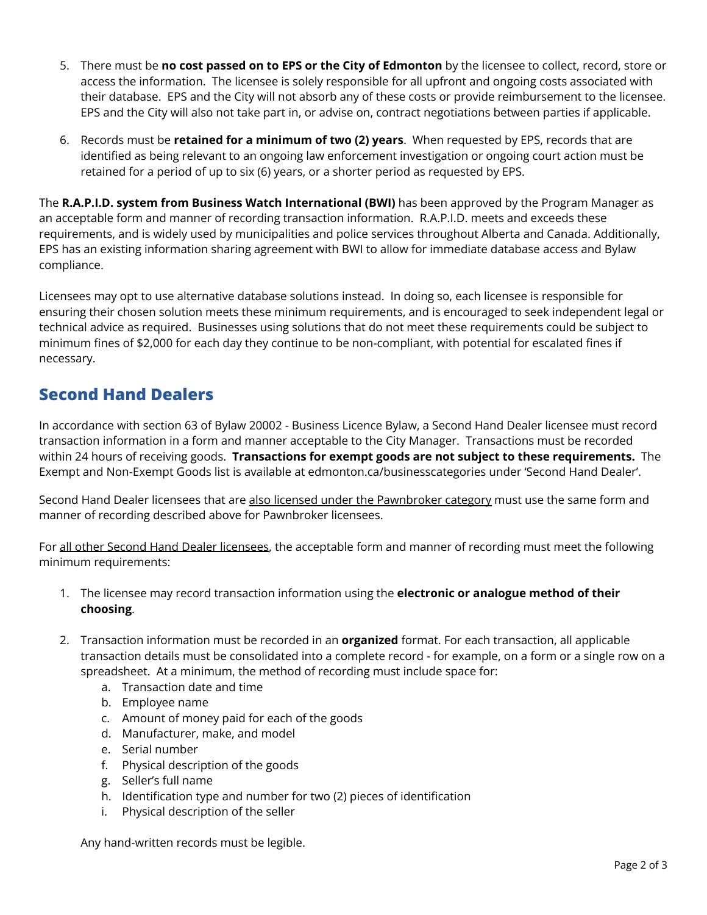5. There must be **no cost passed on to EPS or the City of Edmonton** by the licensee to collect, record, store or access the information. The licensee is solely responsible for all upfront and ongoing costs associated with their database. EPS and the City will not absorb any of these costs or provide reimbursement to the licensee. EPS and the City will also not take part in, or advise on, contract negotiations between parties if applicable.

6. Records must be **retained for a minimum of two (2) years**. When requested by EPS, records that are identified as being relevant to an ongoing law enforcement investigation or ongoing court action must be retained for a period of up to six (6) years, or a shorter period as requested by EPS.

The **R.A.P.I.D. system from Business Watch International (BWI)** has been approved by the Program Manager as an acceptable form and manner of recording transaction information. R.A.P.I.D. meets and exceeds these requirements, and is widely used by municipalities and police services throughout Alberta and Canada. Additionally, EPS has an existing information sharing agreement with BWI to allow for immediate database access and Bylaw compliance.

Licensees may opt to use alternative database solutions instead. In doing so, each licensee is responsible for ensuring their chosen solution meets these minimum requirements, and is encouraged to seek independent legal or technical advice as required. Businesses using solutions that do not meet these requirements could be subject to minimum fines of $2,000 for each day they continue to be non-compliant, with potential for escalated fines if necessary.

## Second Hand Dealers

In accordance with section 63 of Bylaw 20002 - Business Licence Bylaw, a Second Hand Dealer licensee must record transaction information in a form and manner acceptable to the City Manager. Transactions must be recorded within 24 hours of receiving goods. **Transactions for exempt goods are not subject to these requirements.** The Exempt and Non-Exempt Goods list is available at edmonton.ca/businesscategories under 'Second Hand Dealer'.

Second Hand Dealer licensees that are <u>also licensed under the Pawnbroker category</u> must use the same form and manner of recording described above for Pawnbroker licensees.

For <u>all other Second Hand Dealer licensees</u>, the acceptable form and manner of recording must meet the following minimum requirements:

1. The licensee may record transaction information using the **electronic or analogue method of their choosing**.

2. Transaction information must be recorded in an **organized** format. For each transaction, all applicable transaction details must be consolidated into a complete record - for example, on a form or a single row on a spreadsheet. At a minimum, the method of recording must include space for:
   a. Transaction date and time
   b. Employee name
   c. Amount of money paid for each of the goods
   d. Manufacturer, make, and model
   e. Serial number
   f. Physical description of the goods
   g. Seller's full name
   h. Identification type and number for two (2) pieces of identification
   i. Physical description of the seller

   Any hand-written records must be legible.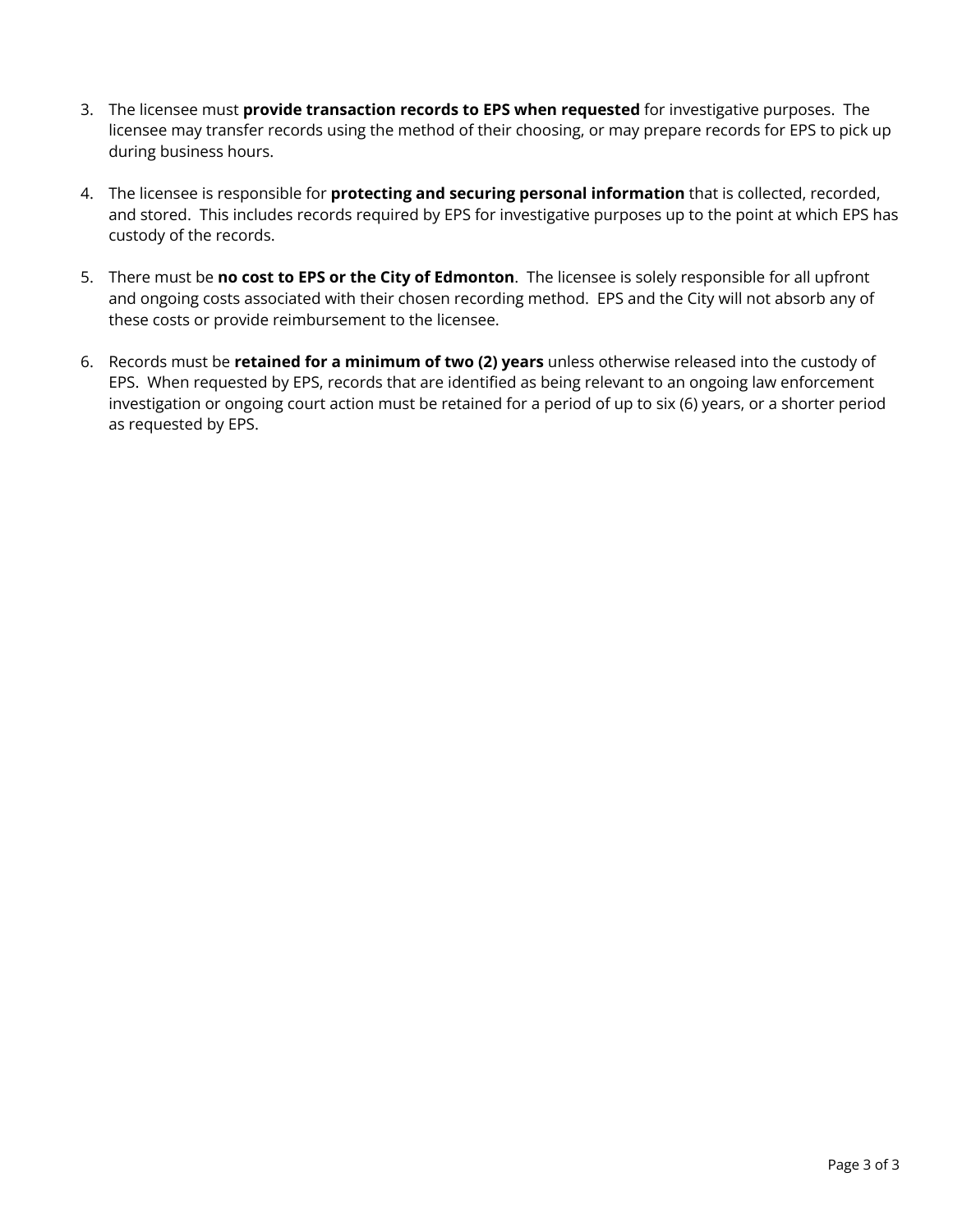3. The licensee must **provide transaction records to EPS when requested** for investigative purposes. The licensee may transfer records using the method of their choosing, or may prepare records for EPS to pick up during business hours.

4. The licensee is responsible for **protecting and securing personal information** that is collected, recorded, and stored. This includes records required by EPS for investigative purposes up to the point at which EPS has custody of the records.

5. There must be **no cost to EPS or the City of Edmonton**. The licensee is solely responsible for all upfront and ongoing costs associated with their chosen recording method. EPS and the City will not absorb any of these costs or provide reimbursement to the licensee.

6. Records must be **retained for a minimum of two (2) years** unless otherwise released into the custody of EPS. When requested by EPS, records that are identified as being relevant to an ongoing law enforcement investigation or ongoing court action must be retained for a period of up to six (6) years, or a shorter period as requested by EPS.